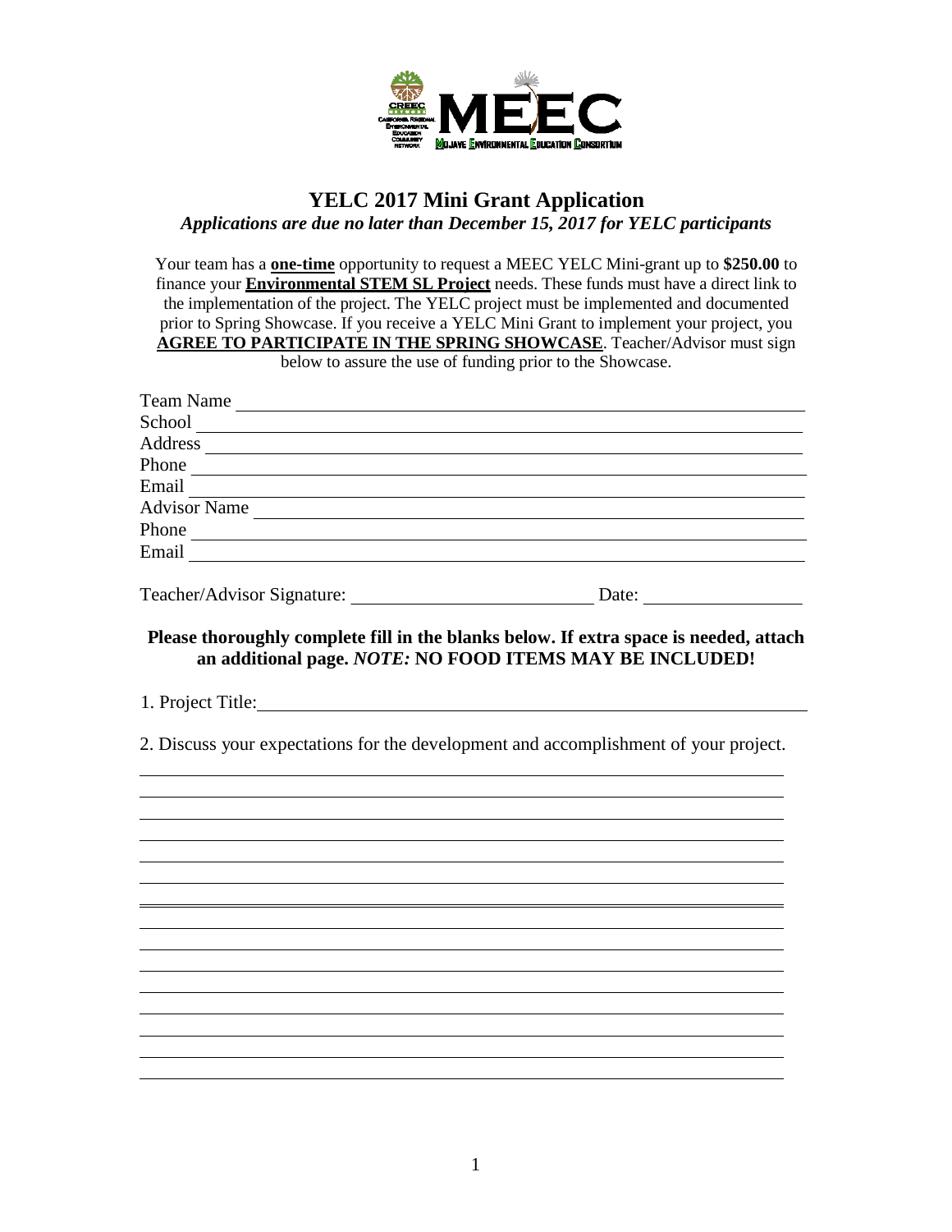# YELC 2017 Mini Grant Application

*Applications are due no later than December 15, 2017 for YELC participants*

Your team has a **one-time** opportunity to request a MEEC YELC Mini-grant up to **$250.00** to finance your **Environmental STEM SL Project** needs. These funds must have a direct link to the implementation of the project. The YELC project must be implemented and documented prior to Spring Showcase. If you receive a YELC Mini Grant to implement your project, you **AGREE TO PARTICIPATE IN THE SPRING SHOWCASE**. Teacher/Advisor must sign below to assure the use of funding prior to the Showcase.

Team Name ______________________________

School ______________________________

Address ______________________________

Phone ______________________________

Email ______________________________

Advisor Name ______________________________

Phone ______________________________

Email ______________________________

Teacher/Advisor Signature: ____________________ Date: ____________

**Please thoroughly complete fill in the blanks below. If extra space is needed, attach an additional page. *NOTE:* NO FOOD ITEMS MAY BE INCLUDED!**

1. Project Title: ______________________________

2. Discuss your expectations for the development and accomplishment of your project.

______________________________

______________________________

______________________________

______________________________

______________________________

______________________________

______________________________

______________________________

______________________________

______________________________

______________________________

______________________________

______________________________

______________________________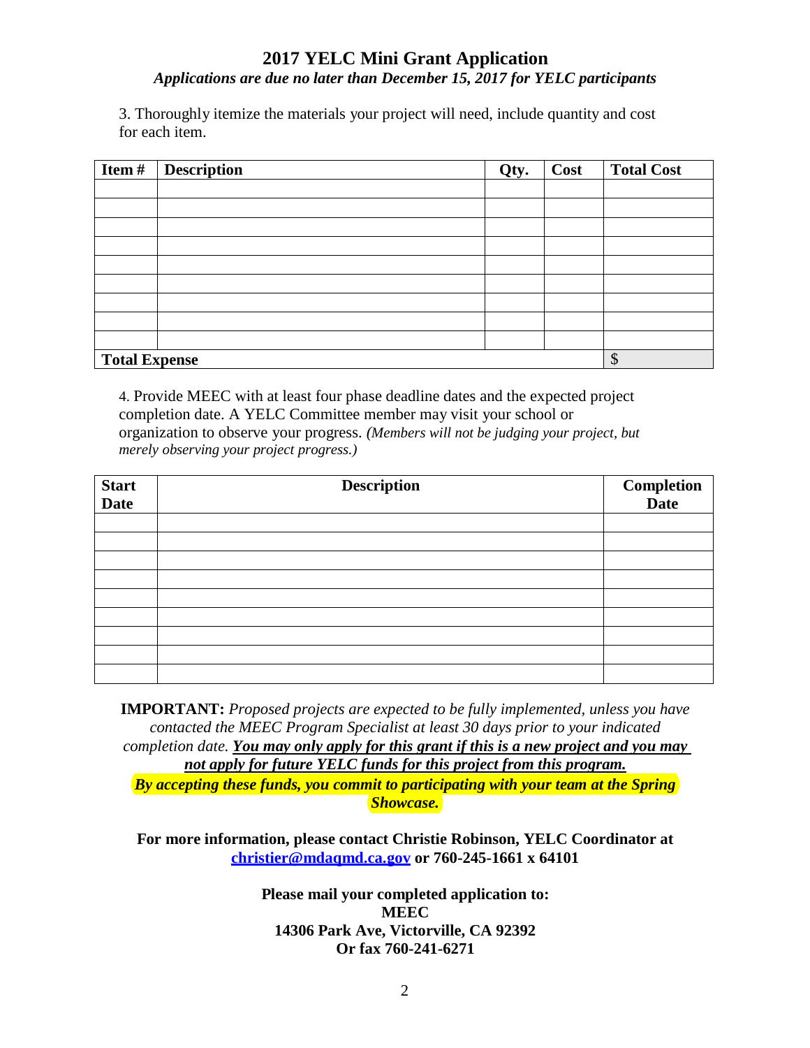# 2017 YELC Mini Grant Application

*Applications are due no later than December 15, 2017 for YELC participants*

3. Thoroughly itemize the materials your project will need, include quantity and cost for each item.

| Item # | Description | Qty. | Cost | Total Cost |
|---|---|---|---|---|
| | | | | |
| | | | | |
| | | | | |
| | | | | |
| | | | | |
| | | | | |
| | | | | |
| | | | | |
| | | | | |
| **Total Expense** | | | | $ |

4. Provide MEEC with at least four phase deadline dates and the expected project completion date. A YELC Committee member may visit your school or organization to observe your progress. *(Members will not be judging your project, but merely observing your project progress.)*

| Start Date | Description | Completion Date |
|---|---|---|
| | | |
| | | |
| | | |
| | | |
| | | |
| | | |
| | | |
| | | |
| | | |

**IMPORTANT:** *Proposed projects are expected to be fully implemented, unless you have contacted the MEEC Program Specialist at least 30 days prior to your indicated completion date.* ***<u>You may only apply for this grant if this is a new project and you may not apply for future YELC funds for this project from this program.</u>***

***By accepting these funds, you commit to participating with your team at the Spring Showcase.***

**For more information, please contact Christie Robinson, YELC Coordinator at christier@mdaqmd.ca.gov or 760-245-1661 x 64101**

**Please mail your completed application to:**
**MEEC**
**14306 Park Ave, Victorville, CA 92392**
**Or fax 760-241-6271**